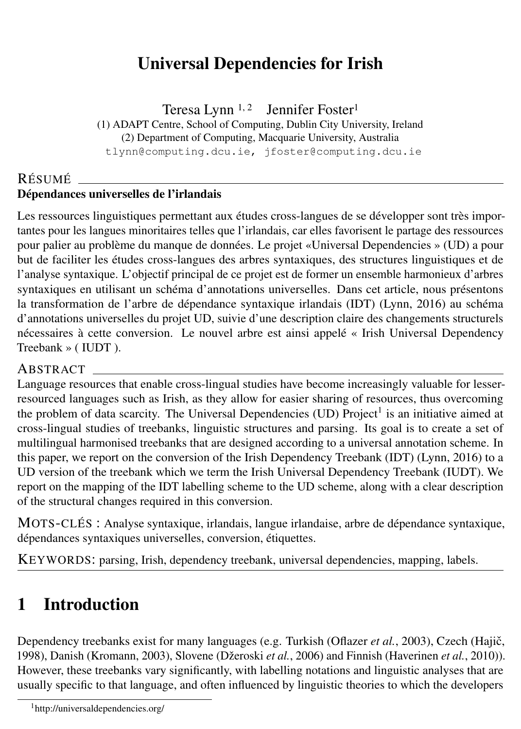# Universal Dependencies for Irish

Teresa Lynn [1, 2] Jennifer Foster[1]

(1) ADAPT Centre, School of Computing, Dublin City University, Ireland
(2) Department of Computing, Macquarie University, Australia

tlynn@computing.dcu.ie, jfoster@computing.dcu.ie

## RÉSUMÉ

**Dépendances universelles de l'irlandais**

Les ressources linguistiques permettant aux études cross-langues de se développer sont très importantes pour les langues minoritaires telles que l'irlandais, car elles favorisent le partage des ressources pour palier au problème du manque de données. Le projet «Universal Dependencies » (UD) a pour but de faciliter les études cross-langues des arbres syntaxiques, des structures linguistiques et de l'analyse syntaxique. L'objectif principal de ce projet est de former un ensemble harmonieux d'arbres syntaxiques en utilisant un schéma d'annotations universelles. Dans cet article, nous présentons la transformation de l'arbre de dépendance syntaxique irlandais (IDT) (Lynn, 2016) au schéma d'annotations universelles du projet UD, suivie d'une description claire des changements structurels nécessaires à cette conversion. Le nouvel arbre est ainsi appelé « Irish Universal Dependency Treebank » ( IUDT ).

## ABSTRACT

Language resources that enable cross-lingual studies have become increasingly valuable for lesser-resourced languages such as Irish, as they allow for easier sharing of resources, thus overcoming the problem of data scarcity. The Universal Dependencies (UD) Project[1] is an initiative aimed at cross-lingual studies of treebanks, linguistic structures and parsing. Its goal is to create a set of multilingual harmonised treebanks that are designed according to a universal annotation scheme. In this paper, we report on the conversion of the Irish Dependency Treebank (IDT) (Lynn, 2016) to a UD version of the treebank which we term the Irish Universal Dependency Treebank (IUDT). We report on the mapping of the IDT labelling scheme to the UD scheme, along with a clear description of the structural changes required in this conversion.

MOTS-CLÉS : Analyse syntaxique, irlandais, langue irlandaise, arbre de dépendance syntaxique, dépendances syntaxiques universelles, conversion, étiquettes.

KEYWORDS: parsing, Irish, dependency treebank, universal dependencies, mapping, labels.

## 1 Introduction

Dependency treebanks exist for many languages (e.g. Turkish (Oflazer *et al.*, 2003), Czech (Hajič, 1998), Danish (Kromann, 2003), Slovene (Džeroski *et al.*, 2006) and Finnish (Haverinen *et al.*, 2010)). However, these treebanks vary significantly, with labelling notations and linguistic analyses that are usually specific to that language, and often influenced by linguistic theories to which the developers

[1] http://universaldependencies.org/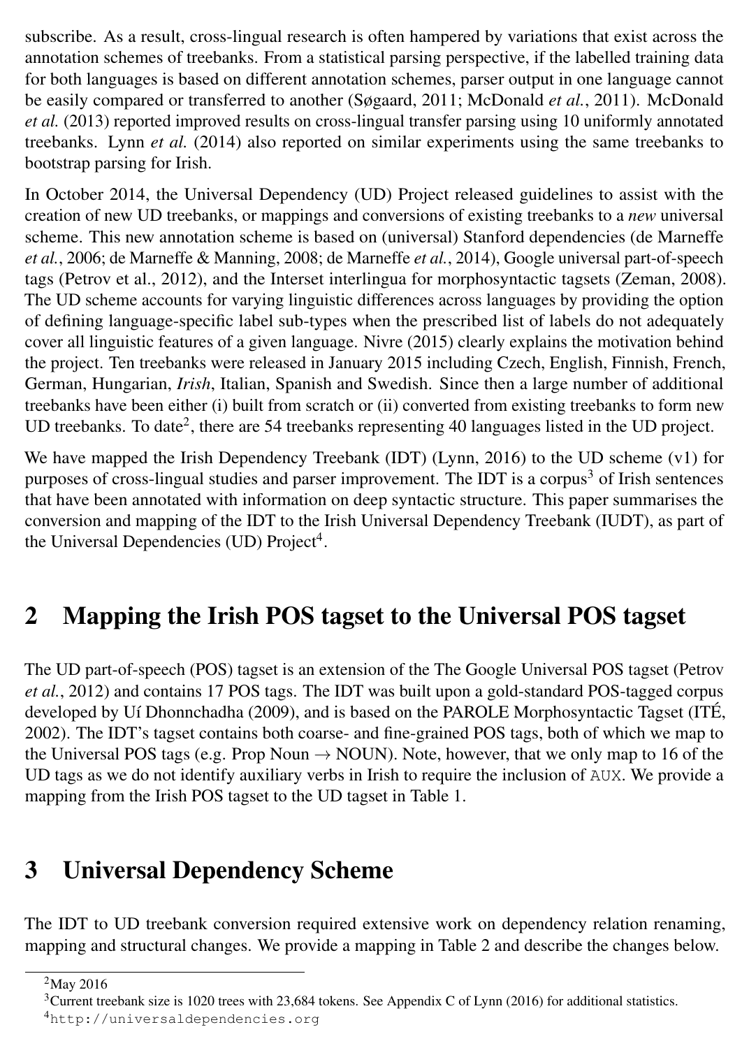subscribe. As a result, cross-lingual research is often hampered by variations that exist across the annotation schemes of treebanks. From a statistical parsing perspective, if the labelled training data for both languages is based on different annotation schemes, parser output in one language cannot be easily compared or transferred to another (Søgaard, 2011; McDonald *et al.*, 2011). McDonald *et al.* (2013) reported improved results on cross-lingual transfer parsing using 10 uniformly annotated treebanks. Lynn *et al.* (2014) also reported on similar experiments using the same treebanks to bootstrap parsing for Irish.

In October 2014, the Universal Dependency (UD) Project released guidelines to assist with the creation of new UD treebanks, or mappings and conversions of existing treebanks to a *new* universal scheme. This new annotation scheme is based on (universal) Stanford dependencies (de Marneffe *et al.*, 2006; de Marneffe & Manning, 2008; de Marneffe *et al.*, 2014), Google universal part-of-speech tags (Petrov et al., 2012), and the Interset interlingua for morphosyntactic tagsets (Zeman, 2008). The UD scheme accounts for varying linguistic differences across languages by providing the option of defining language-specific label sub-types when the prescribed list of labels do not adequately cover all linguistic features of a given language. Nivre (2015) clearly explains the motivation behind the project. Ten treebanks were released in January 2015 including Czech, English, Finnish, French, German, Hungarian, *Irish*, Italian, Spanish and Swedish. Since then a large number of additional treebanks have been either (i) built from scratch or (ii) converted from existing treebanks to form new UD treebanks. To date[2], there are 54 treebanks representing 40 languages listed in the UD project.

We have mapped the Irish Dependency Treebank (IDT) (Lynn, 2016) to the UD scheme (v1) for purposes of cross-lingual studies and parser improvement. The IDT is a corpus[3] of Irish sentences that have been annotated with information on deep syntactic structure. This paper summarises the conversion and mapping of the IDT to the Irish Universal Dependency Treebank (IUDT), as part of the Universal Dependencies (UD) Project[4].

## 2 Mapping the Irish POS tagset to the Universal POS tagset

The UD part-of-speech (POS) tagset is an extension of the The Google Universal POS tagset (Petrov *et al.*, 2012) and contains 17 POS tags. The IDT was built upon a gold-standard POS-tagged corpus developed by Uí Dhonnchadha (2009), and is based on the PAROLE Morphosyntactic Tagset (ITÉ, 2002). The IDT's tagset contains both coarse- and fine-grained POS tags, both of which we map to the Universal POS tags (e.g. Prop Noun → NOUN). Note, however, that we only map to 16 of the UD tags as we do not identify auxiliary verbs in Irish to require the inclusion of `AUX`. We provide a mapping from the Irish POS tagset to the UD tagset in Table 1.

## 3 Universal Dependency Scheme

The IDT to UD treebank conversion required extensive work on dependency relation renaming, mapping and structural changes. We provide a mapping in Table 2 and describe the changes below.

[2] May 2016

[3] Current treebank size is 1020 trees with 23,684 tokens. See Appendix C of Lynn (2016) for additional statistics.

[4] http://universaldependencies.org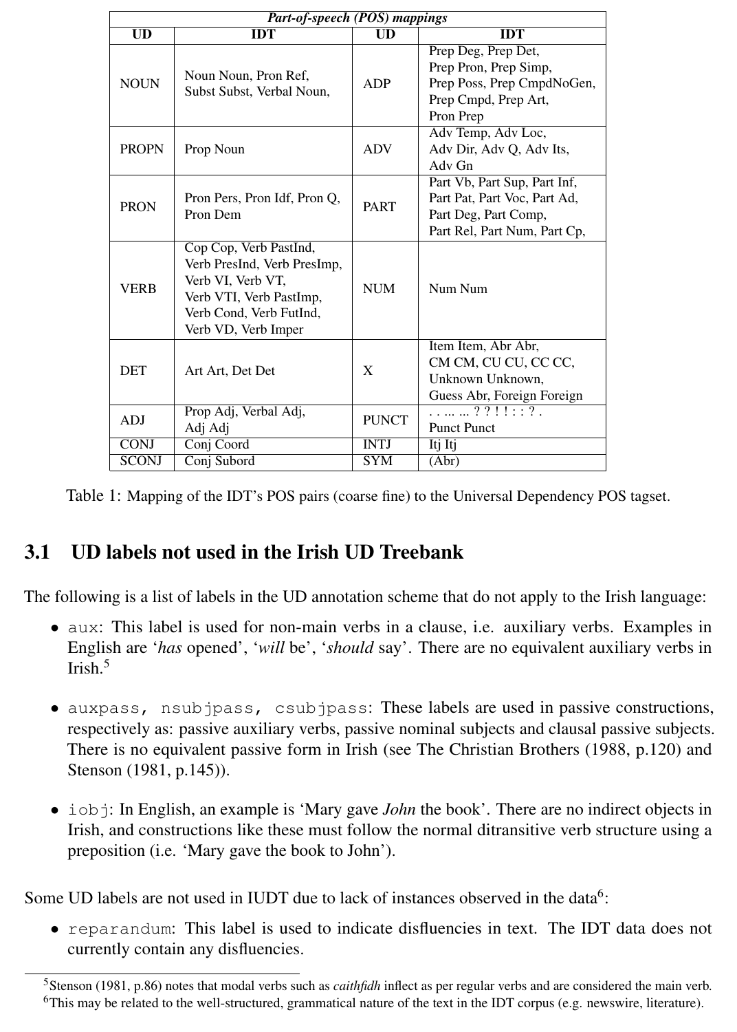| *Part-of-speech (POS) mappings* | | | |
|---|---|---|---|
| **UD** | **IDT** | **UD** | **IDT** |
| NOUN | Noun Noun, Pron Ref, Subst Subst, Verbal Noun, | ADP | Prep Deg, Prep Det, Prep Pron, Prep Simp, Prep Poss, Prep CmpdNoGen, Prep Cmpd, Prep Art, Pron Prep |
| PROPN | Prop Noun | ADV | Adv Temp, Adv Loc, Adv Dir, Adv Q, Adv Its, Adv Gn |
| PRON | Pron Pers, Pron Idf, Pron Q, Pron Dem | PART | Part Vb, Part Sup, Part Inf, Part Pat, Part Voc, Part Ad, Part Deg, Part Comp, Part Rel, Part Num, Part Cp, |
| VERB | Cop Cop, Verb PastInd, Verb PresInd, Verb PresImp, Verb VI, Verb VT, Verb VTI, Verb PastImp, Verb Cond, Verb FutInd, Verb VD, Verb Imper | NUM | Num Num |
| DET | Art Art, Det Det | X | Item Item, Abr Abr, CM CM, CU CU, CC CC, Unknown Unknown, Guess Abr, Foreign Foreign |
| ADJ | Prop Adj, Verbal Adj, Adj Adj | PUNCT | . . ... ... ? ? ! ! : : ? . Punct Punct |
| CONJ | Conj Coord | INTJ | Itj Itj |
| SCONJ | Conj Subord | SYM | (Abr) |

Table 1: Mapping of the IDT's POS pairs (coarse fine) to the Universal Dependency POS tagset.

## 3.1 UD labels not used in the Irish UD Treebank

The following is a list of labels in the UD annotation scheme that do not apply to the Irish language:

- `aux`: This label is used for non-main verbs in a clause, i.e. auxiliary verbs. Examples in English are '*has* opened', '*will* be', '*should* say'. There are no equivalent auxiliary verbs in Irish.[5]

- `auxpass, nsubjpass, csubjpass`: These labels are used in passive constructions, respectively as: passive auxiliary verbs, passive nominal subjects and clausal passive subjects. There is no equivalent passive form in Irish (see The Christian Brothers (1988, p.120) and Stenson (1981, p.145)).

- `iobj`: In English, an example is 'Mary gave *John* the book'. There are no indirect objects in Irish, and constructions like these must follow the normal ditransitive verb structure using a preposition (i.e. 'Mary gave the book to John').

Some UD labels are not used in IUDT due to lack of instances observed in the data[6]:

- `reparandum`: This label is used to indicate disfluencies in text. The IDT data does not currently contain any disfluencies.

---

[5] Stenson (1981, p.86) notes that modal verbs such as *caithfidh* inflect as per regular verbs and are considered the main verb.

[6] This may be related to the well-structured, grammatical nature of the text in the IDT corpus (e.g. newswire, literature).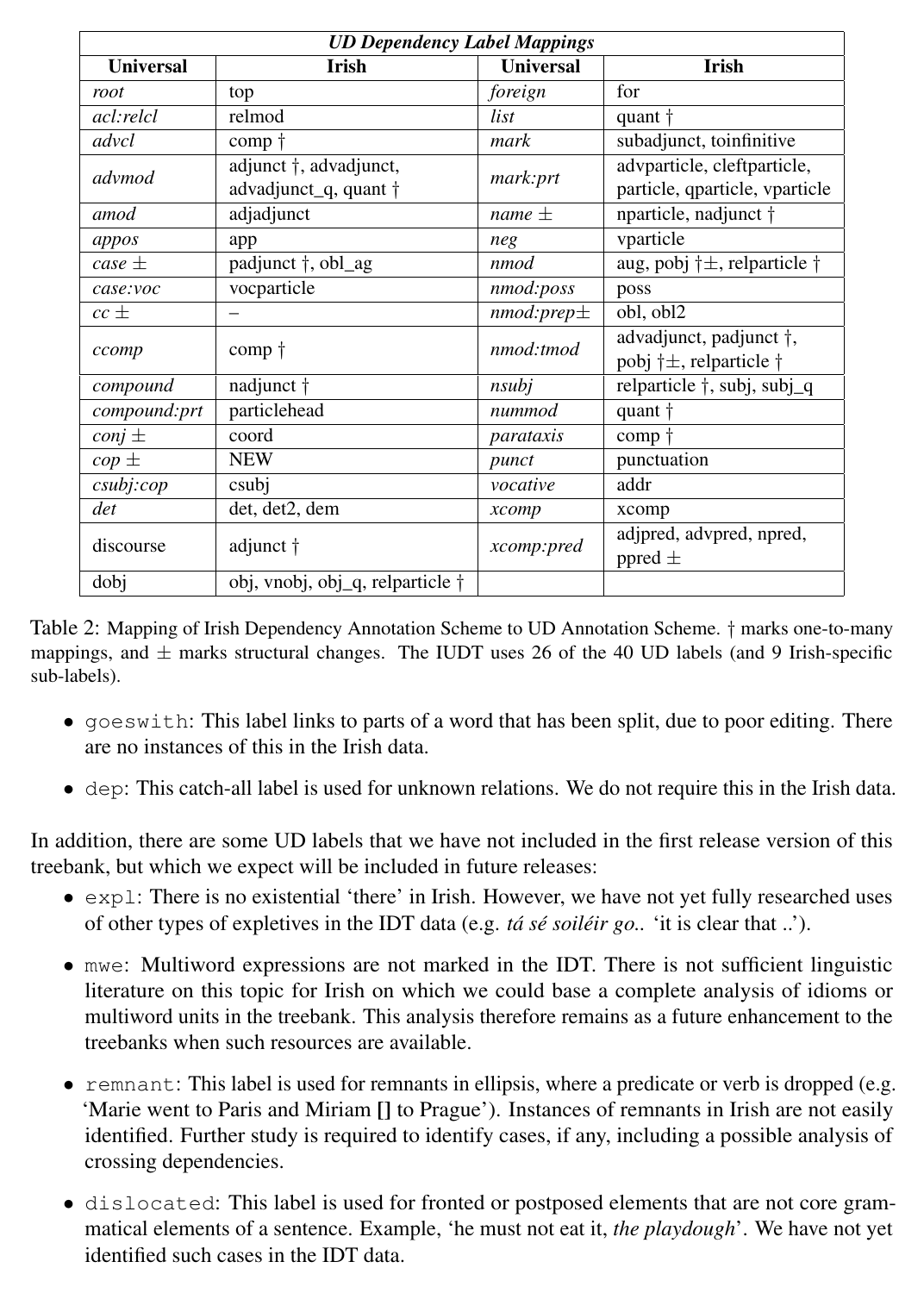| *UD Dependency Label Mappings* | | | |
|---|---|---|---|
| **Universal** | **Irish** | **Universal** | **Irish** |
| *root* | top | *foreign* | for |
| *acl:relcl* | relmod | *list* | quant † |
| *advcl* | comp † | *mark* | subadjunct, toinfinitive |
| *advmod* | adjunct †, advadjunct, advadjunct_q, quant † | *mark:prt* | advparticle, cleftparticle, particle, qparticle, vparticle |
| *amod* | adjadjunct | *name* ± | nparticle, nadjunct † |
| *appos* | app | *neg* | vparticle |
| *case* ± | padjunct †, obl_ag | *nmod* | aug, pobj †±, relparticle † |
| *case:voc* | vocparticle | *nmod:poss* | poss |
| *cc* ± | – | *nmod:prep*± | obl, obl2 |
| *ccomp* | comp † | *nmod:tmod* | advadjunct, padjunct †, pobj †±, relparticle † |
| *compound* | nadjunct † | *nsubj* | relparticle †, subj, subj_q |
| *compound:prt* | particlehead | *nummod* | quant † |
| *conj* ± | coord | *parataxis* | comp † |
| *cop* ± | NEW | *punct* | punctuation |
| *csubj:cop* | csubj | *vocative* | addr |
| *det* | det, det2, dem | *xcomp* | xcomp |
| discourse | adjunct † | *xcomp:pred* | adjpred, advpred, npred, ppred ± |
| dobj | obj, vnobj, obj_q, relparticle † | | |

Table 2: Mapping of Irish Dependency Annotation Scheme to UD Annotation Scheme. † marks one-to-many mappings, and ± marks structural changes. The IUDT uses 26 of the 40 UD labels (and 9 Irish-specific sub-labels).

- `goeswith`: This label links to parts of a word that has been split, due to poor editing. There are no instances of this in the Irish data.
- `dep`: This catch-all label is used for unknown relations. We do not require this in the Irish data.

In addition, there are some UD labels that we have not included in the first release version of this treebank, but which we expect will be included in future releases:

- `expl`: There is no existential 'there' in Irish. However, we have not yet fully researched uses of other types of expletives in the IDT data (e.g. *tá sé soiléir go..* 'it is clear that ..').
- `mwe`: Multiword expressions are not marked in the IDT. There is not sufficient linguistic literature on this topic for Irish on which we could base a complete analysis of idioms or multiword units in the treebank. This analysis therefore remains as a future enhancement to the treebanks when such resources are available.
- `remnant`: This label is used for remnants in ellipsis, where a predicate or verb is dropped (e.g. 'Marie went to Paris and Miriam **[]** to Prague'). Instances of remnants in Irish are not easily identified. Further study is required to identify cases, if any, including a possible analysis of crossing dependencies.
- `dislocated`: This label is used for fronted or postposed elements that are not core grammatical elements of a sentence. Example, 'he must not eat it, *the playdough*'. We have not yet identified such cases in the IDT data.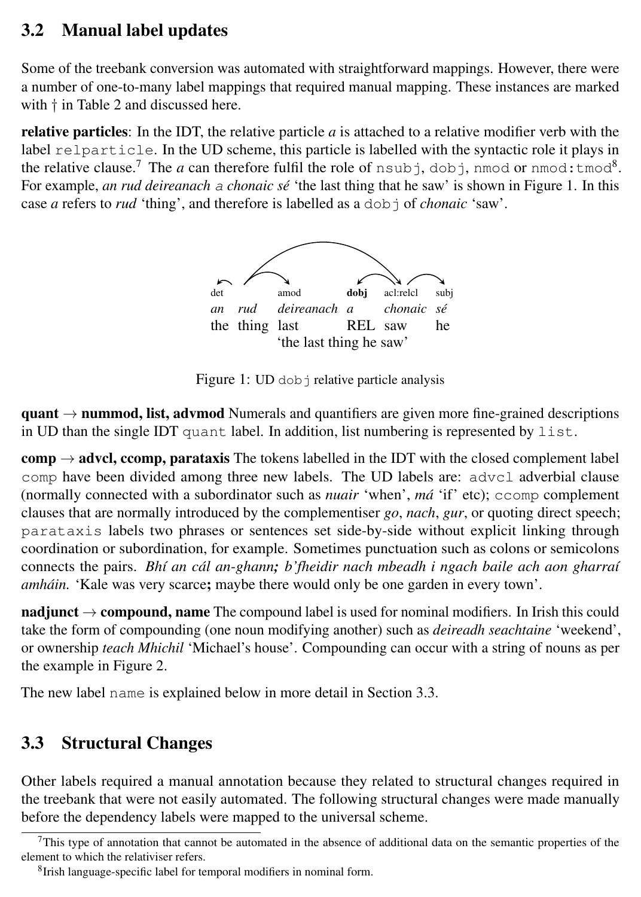## 3.2 Manual label updates

Some of the treebank conversion was automated with straightforward mappings. However, there were a number of one-to-many label mappings that required manual mapping. These instances are marked with † in Table 2 and discussed here.

**relative particles**: In the IDT, the relative particle *a* is attached to a relative modifier verb with the label `relparticle`. In the UD scheme, this particle is labelled with the syntactic role it plays in the relative clause.[7] The *a* can therefore fulfil the role of `nsubj`, `dobj`, `nmod` or `nmod:tmod`[8]. For example, *an rud deireanach* a *chonaic sé* 'the last thing that he saw' is shown in Figure 1. In this case *a* refers to *rud* 'thing', and therefore is labelled as a `dobj` of *chonaic* 'saw'.

| det | | amod | **dobj** | acl:relcl | subj |
|---|---|---|---|---|---|
| *an* | *rud* | *deireanach* | *a* | *chonaic* | *sé* |
| the | thing | last | REL | saw | he |

'the last thing he saw'

Figure 1: UD `dobj` relative particle analysis

**quant → nummod, list, advmod** Numerals and quantifiers are given more fine-grained descriptions in UD than the single IDT `quant` label. In addition, list numbering is represented by `list`.

**comp → advcl, ccomp, parataxis** The tokens labelled in the IDT with the closed complement label `comp` have been divided among three new labels. The UD labels are: `advcl` adverbial clause (normally connected with a subordinator such as *nuair* 'when', *má* 'if' etc); `ccomp` complement clauses that are normally introduced by the complementiser *go*, *nach*, *gur*, or quoting direct speech; `parataxis` labels two phrases or sentences set side-by-side without explicit linking through coordination or subordination, for example. Sometimes punctuation such as colons or semicolons connects the pairs. *Bhí an cál an-ghann**;** b'fheidir nach mbeadh i ngach baile ach aon gharraí amháin.* 'Kale was very scarce**;** maybe there would only be one garden in every town'.

**nadjunct → compound, name** The compound label is used for nominal modifiers. In Irish this could take the form of compounding (one noun modifying another) such as *deireadh seachtaine* 'weekend', or ownership *teach Mhichil* 'Michael's house'. Compounding can occur with a string of nouns as per the example in Figure 2.

The new label `name` is explained below in more detail in Section 3.3.

## 3.3 Structural Changes

Other labels required a manual annotation because they related to structural changes required in the treebank that were not easily automated. The following structural changes were made manually before the dependency labels were mapped to the universal scheme.

[7] This type of annotation that cannot be automated in the absence of additional data on the semantic properties of the element to which the relativiser refers.

[8] Irish language-specific label for temporal modifiers in nominal form.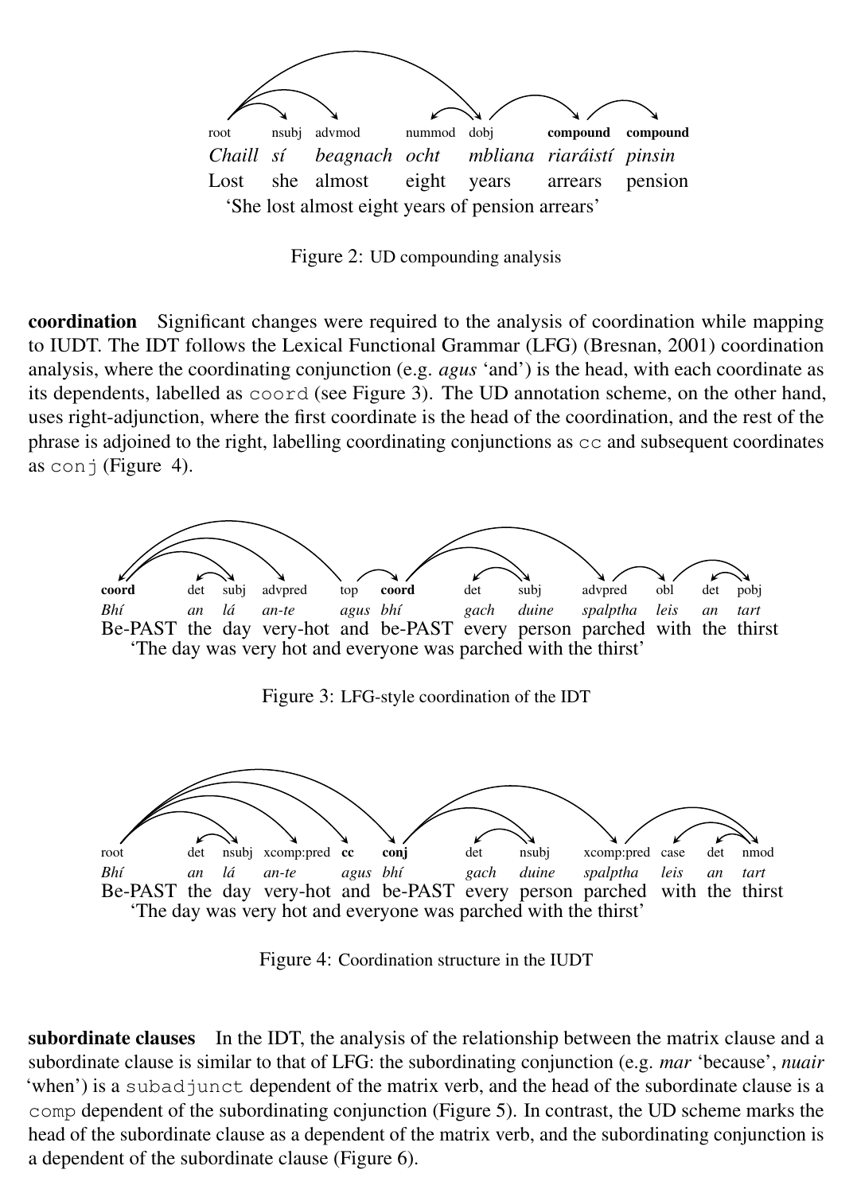| root | nsubj | advmod | nummod | dobj | **compound** | **compound** |
|---|---|---|---|---|---|---|
| *Chaill* | *sí* | *beagnach* | *ocht* | *mbliana* | *riaráistí* | *pinsin* |
| Lost | she | almost | eight | years | arrears | pension |

'She lost almost eight years of pension arrears'

Figure 2: UD compounding analysis

**coordination** Significant changes were required to the analysis of coordination while mapping to IUDT. The IDT follows the Lexical Functional Grammar (LFG) (Bresnan, 2001) coordination analysis, where the coordinating conjunction (e.g. *agus* 'and') is the head, with each coordinate as its dependents, labelled as `coord` (see Figure 3). The UD annotation scheme, on the other hand, uses right-adjunction, where the first coordinate is the head of the coordination, and the rest of the phrase is adjoined to the right, labelling coordinating conjunctions as `cc` and subsequent coordinates as `conj` (Figure 4).

| **coord** | det | subj | advpred | top | **coord** | det | subj | advpred | obl | det | pobj |
|---|---|---|---|---|---|---|---|---|---|---|---|
| *Bhí* | *an* | *lá* | *an-te* | *agus* | *bhí* | *gach* | *duine* | *spalptha* | *leis* | *an* | *tart* |
| Be-PAST | the | day | very-hot | and | be-PAST | every | person | parched | with | the | thirst |

'The day was very hot and everyone was parched with the thirst'

Figure 3: LFG-style coordination of the IDT

| root | det | nsubj | xcomp:pred | **cc** | **conj** | det | nsubj | xcomp:pred | case | det | nmod |
|---|---|---|---|---|---|---|---|---|---|---|---|
| *Bhí* | *an* | *lá* | *an-te* | *agus* | *bhí* | *gach* | *duine* | *spalptha* | *leis* | *an* | *tart* |
| Be-PAST | the | day | very-hot | and | be-PAST | every | person | parched | with | the | thirst |

'The day was very hot and everyone was parched with the thirst'

Figure 4: Coordination structure in the IUDT

**subordinate clauses** In the IDT, the analysis of the relationship between the matrix clause and a subordinate clause is similar to that of LFG: the subordinating conjunction (e.g. *mar* 'because', *nuair* 'when') is a `subadjunct` dependent of the matrix verb, and the head of the subordinate clause is a `comp` dependent of the subordinating conjunction (Figure 5). In contrast, the UD scheme marks the head of the subordinate clause as a dependent of the matrix verb, and the subordinating conjunction is a dependent of the subordinate clause (Figure 6).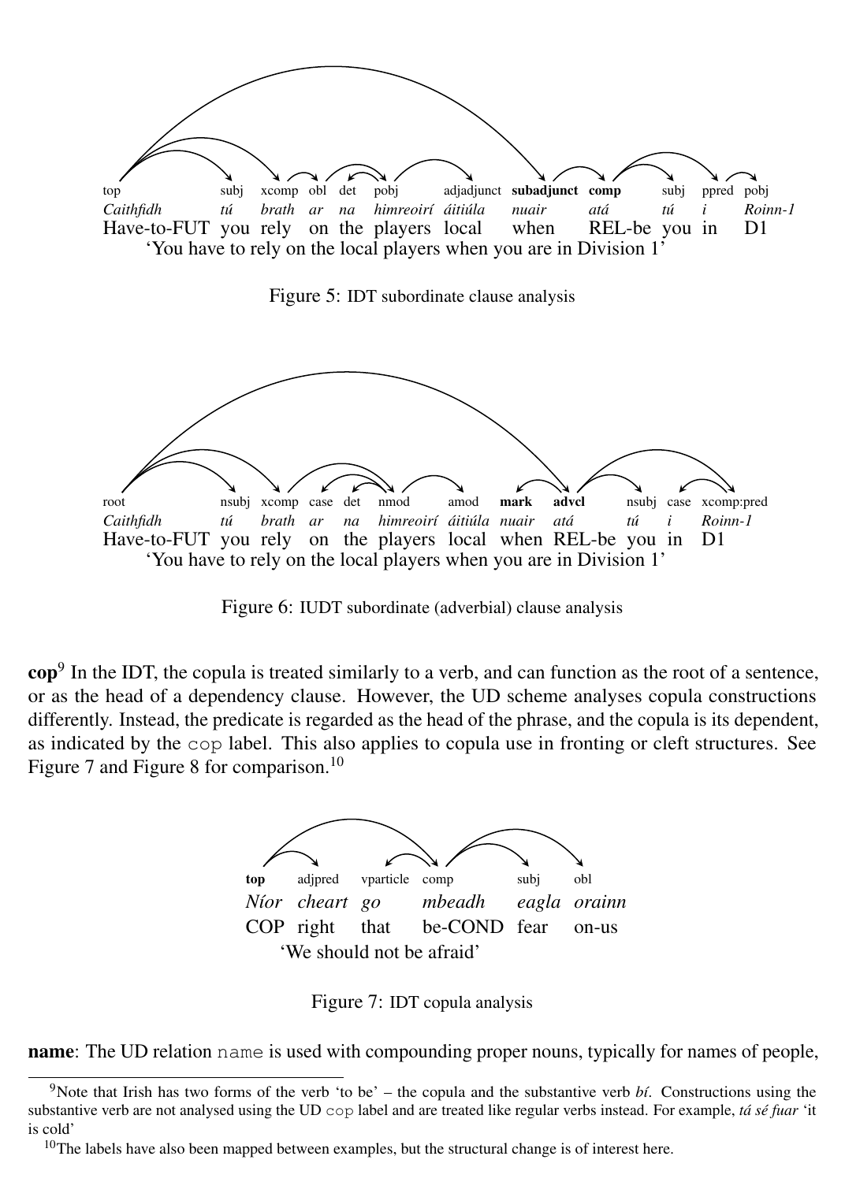| top | subj | xcomp | obl | det | pobj | adjadjunct | **subadjunct** | **comp** | subj | ppred | pobj |
|---|---|---|---|---|---|---|---|---|---|---|---|
| *Caithfidh* | *tú* | *brath* | *ar* | *na* | *himreoirí* | *áitiúla* | *nuair* | *atá* | *tú* | *i* | *Roinn-1* |
| Have-to-FUT | you | rely | on | the | players | local | when | REL-be | you | in | D1 |

'You have to rely on the local players when you are in Division 1'

Figure 5: IDT subordinate clause analysis

| root | nsubj | xcomp | case | det | nmod | amod | **mark** | **advcl** | nsubj | case | xcomp:pred |
|---|---|---|---|---|---|---|---|---|---|---|---|
| *Caithfidh* | *tú* | *brath* | *ar* | *na* | *himreoirí* | *áitiúla* | *nuair* | *atá* | *tú* | *i* | *Roinn-1* |
| Have-to-FUT | you | rely | on | the | players | local | when | REL-be | you | in | D1 |

'You have to rely on the local players when you are in Division 1'

Figure 6: IUDT subordinate (adverbial) clause analysis

**cop**[9] In the IDT, the copula is treated similarly to a verb, and can function as the root of a sentence, or as the head of a dependency clause. However, the UD scheme analyses copula constructions differently. Instead, the predicate is regarded as the head of the phrase, and the copula is its dependent, as indicated by the `cop` label. This also applies to copula use in fronting or cleft structures. See Figure 7 and Figure 8 for comparison.[10]

| **top** | adjpred | vparticle | comp | subj | obl |
|---|---|---|---|---|---|
| *Níor* | *cheart* | *go* | *mbeadh* | *eagla* | *orainn* |
| COP | right | that | be-COND | fear | on-us |

'We should not be afraid'

Figure 7: IDT copula analysis

**name**: The UD relation `name` is used with compounding proper nouns, typically for names of people,

[9] Note that Irish has two forms of the verb 'to be' – the copula and the substantive verb *bí*. Constructions using the substantive verb are not analysed using the UD `cop` label and are treated like regular verbs instead. For example, *tá sé fuar* 'it is cold'

[10] The labels have also been mapped between examples, but the structural change is of interest here.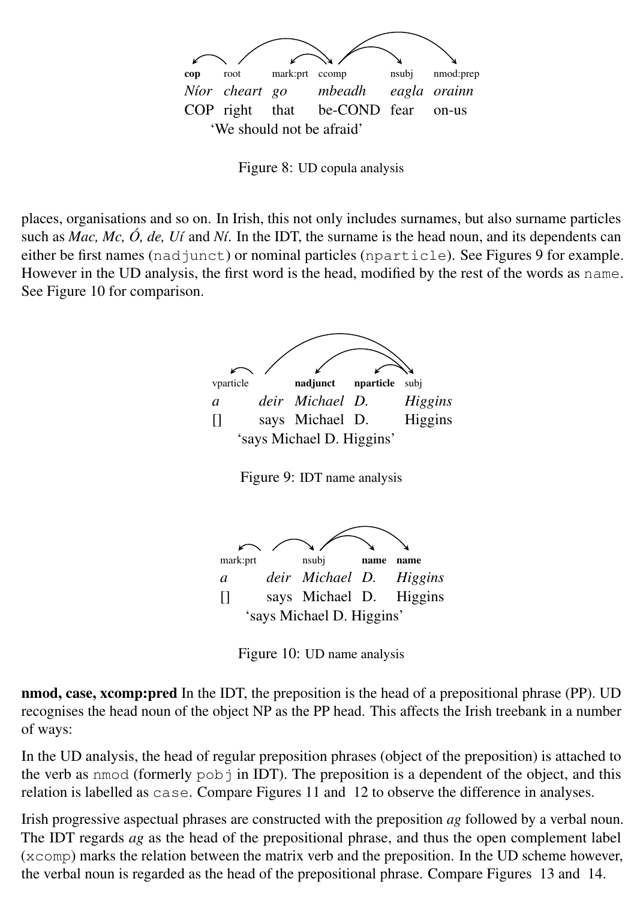| cop | root | mark:prt | ccomp | nsubj | nmod:prep |
|---|---|---|---|---|---|
| *Níor* | *cheart* | *go* | *mbeadh* | *eagla* | *orainn* |
| COP | right | that | be-COND | fear | on-us |

'We should not be afraid'

Figure 8: UD copula analysis

places, organisations and so on. In Irish, this not only includes surnames, but also surname particles such as *Mac, Mc, Ó, de, Uí* and *Ní*. In the IDT, the surname is the head noun, and its dependents can either be first names (`nadjunct`) or nominal particles (`nparticle`). See Figures 9 for example. However in the UD analysis, the first word is the head, modified by the rest of the words as `name`. See Figure 10 for comparison.

| vparticle | | **nadjunct** | **nparticle** | subj |
|---|---|---|---|---|
| *a* | *deir* | *Michael* | *D.* | *Higgins* |
| [] | says | Michael | D. | Higgins |

'says Michael D. Higgins'

Figure 9: IDT name analysis

| mark:prt | | nsubj | **name** | **name** |
|---|---|---|---|---|
| *a* | *deir* | *Michael* | *D.* | *Higgins* |
| [] | says | Michael | D. | Higgins |

'says Michael D. Higgins'

Figure 10: UD name analysis

**nmod, case, xcomp:pred** In the IDT, the preposition is the head of a prepositional phrase (PP). UD recognises the head noun of the object NP as the PP head. This affects the Irish treebank in a number of ways:

In the UD analysis, the head of regular preposition phrases (object of the preposition) is attached to the verb as `nmod` (formerly `pobj` in IDT). The preposition is a dependent of the object, and this relation is labelled as `case`. Compare Figures 11 and 12 to observe the difference in analyses.

Irish progressive aspectual phrases are constructed with the preposition *ag* followed by a verbal noun. The IDT regards *ag* as the head of the prepositional phrase, and thus the open complement label (`xcomp`) marks the relation between the matrix verb and the preposition. In the UD scheme however, the verbal noun is regarded as the head of the prepositional phrase. Compare Figures 13 and 14.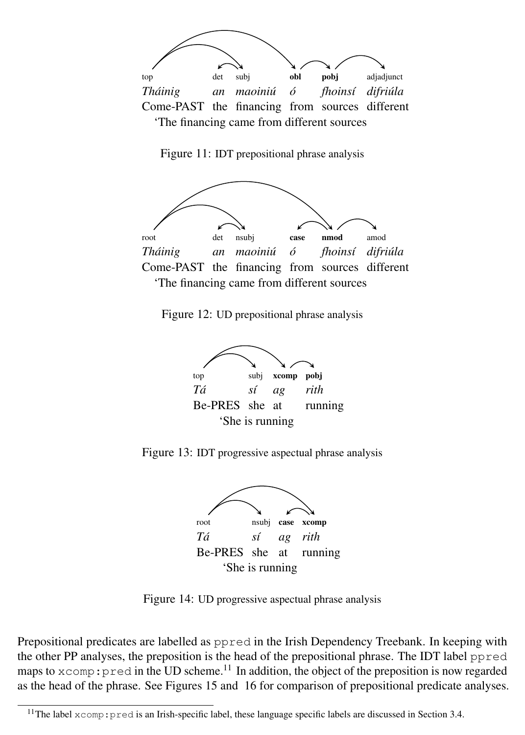top det subj **obl** **pobj** adjadjunct

*Tháinig an maoiniú ó fhoinsí difriúla*

Come-PAST the financing from sources different

'The financing came from different sources

Figure 11: IDT prepositional phrase analysis

root det nsubj **case** **nmod** amod

*Tháinig an maoiniú ó fhoinsí difriúla*

Come-PAST the financing from sources different

'The financing came from different sources

Figure 12: UD prepositional phrase analysis

top subj **xcomp** **pobj**

*Tá sí ag rith*

Be-PRES she at running

'She is running

Figure 13: IDT progressive aspectual phrase analysis

root nsubj **case** **xcomp**

*Tá sí ag rith*

Be-PRES she at running

'She is running

Figure 14: UD progressive aspectual phrase analysis

Prepositional predicates are labelled as `ppred` in the Irish Dependency Treebank. In keeping with the other PP analyses, the preposition is the head of the prepositional phrase. The IDT label `ppred` maps to `xcomp:pred` in the UD scheme.[11] In addition, the object of the preposition is now regarded as the head of the phrase. See Figures 15 and 16 for comparison of prepositional predicate analyses.

[11] The label `xcomp:pred` is an Irish-specific label, these language specific labels are discussed in Section 3.4.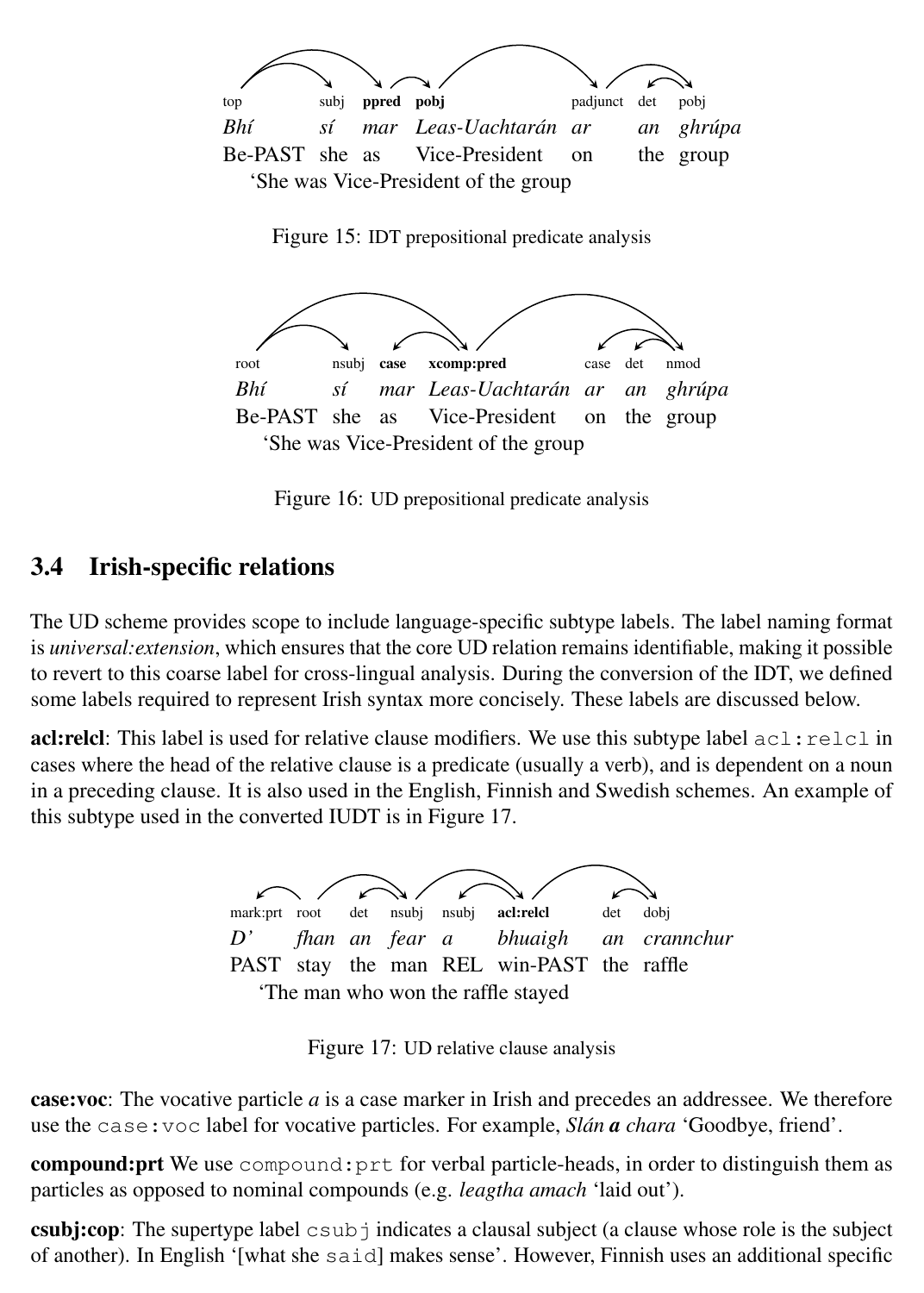| top | subj | **ppred** | **pobj** | padjunct | det | pobj |
|---|---|---|---|---|---|---|
| *Bhí* | *sí* | *mar* | *Leas-Uachtarán* | *ar* | *an* | *ghrúpa* |
| Be-PAST | she | as | Vice-President | on | the | group |

'She was Vice-President of the group

Figure 15: IDT prepositional predicate analysis

| root | nsubj | **case** | **xcomp:pred** | case | det | nmod |
|---|---|---|---|---|---|---|
| *Bhí* | *sí* | *mar* | *Leas-Uachtarán* | *ar* | *an* | *ghrúpa* |
| Be-PAST | she | as | Vice-President | on | the | group |

'She was Vice-President of the group

Figure 16: UD prepositional predicate analysis

## 3.4 Irish-specific relations

The UD scheme provides scope to include language-specific subtype labels. The label naming format is *universal:extension*, which ensures that the core UD relation remains identifiable, making it possible to revert to this coarse label for cross-lingual analysis. During the conversion of the IDT, we defined some labels required to represent Irish syntax more concisely. These labels are discussed below.

**acl:relcl**: This label is used for relative clause modifiers. We use this subtype label `acl:relcl` in cases where the head of the relative clause is a predicate (usually a verb), and is dependent on a noun in a preceding clause. It is also used in the English, Finnish and Swedish schemes. An example of this subtype used in the converted IUDT is in Figure 17.

| mark:prt | root | det | nsubj | nsubj | **acl:relcl** | det | dobj |
|---|---|---|---|---|---|---|---|
| *D'* | *fhan* | *an* | *fear* | *a* | *bhuaigh* | *an* | *crannchur* |
| PAST | stay | the | man | REL | win-PAST | the | raffle |

'The man who won the raffle stayed

Figure 17: UD relative clause analysis

**case:voc**: The vocative particle *a* is a case marker in Irish and precedes an addressee. We therefore use the `case:voc` label for vocative particles. For example, *Slán **a** chara* 'Goodbye, friend'.

**compound:prt** We use `compound:prt` for verbal particle-heads, in order to distinguish them as particles as opposed to nominal compounds (e.g. *leagtha amach* 'laid out').

**csubj:cop**: The supertype label `csubj` indicates a clausal subject (a clause whose role is the subject of another). In English '[what she `said`] makes sense'. However, Finnish uses an additional specific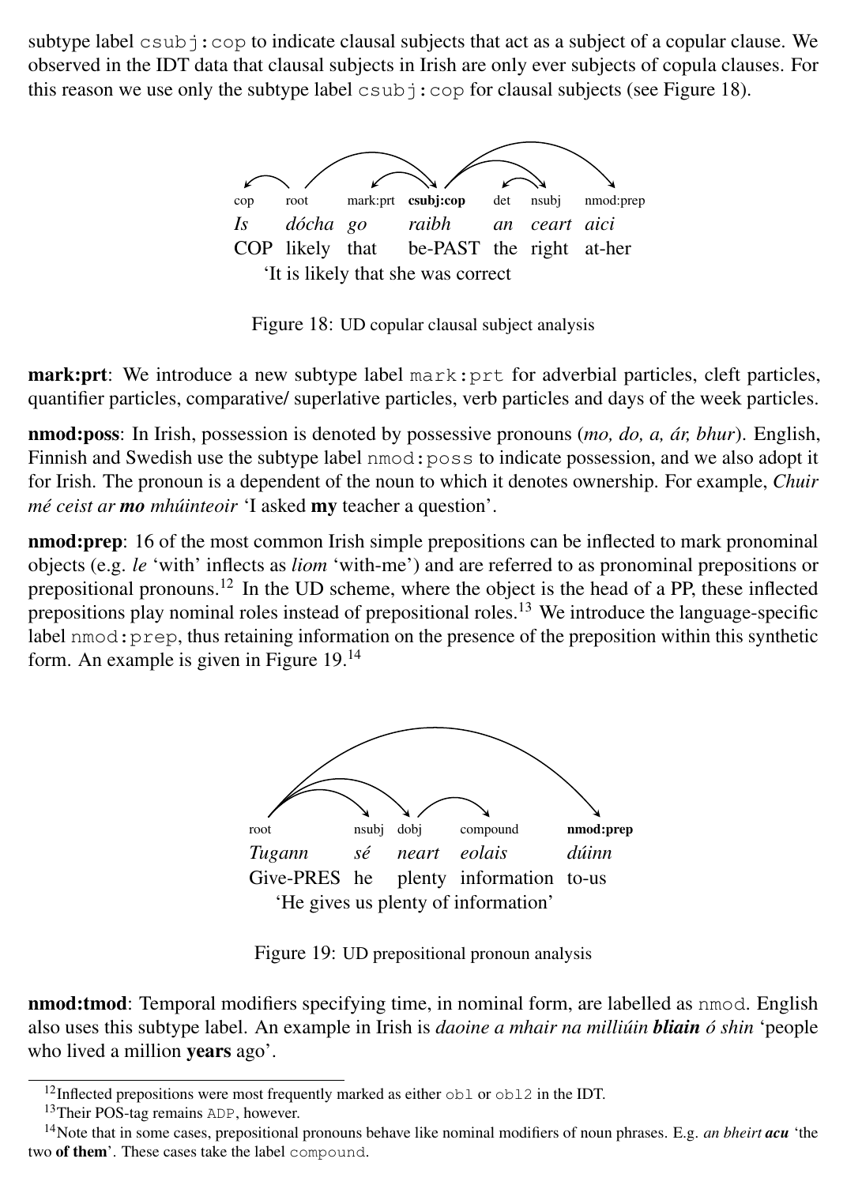subtype label `csubj:cop` to indicate clausal subjects that act as a subject of a copular clause. We observed in the IDT data that clausal subjects in Irish are only ever subjects of copula clauses. For this reason we use only the subtype label `csubj:cop` for clausal subjects (see Figure 18).

| cop | root | mark:prt | **csubj:cop** | det | nsubj | nmod:prep |
|---|---|---|---|---|---|---|
| *Is* | *dócha* | *go* | *raibh* | *an* | *ceart* | *aici* |
| COP | likely | that | be-PAST | the | right | at-her |

'It is likely that she was correct

Figure 18: UD copular clausal subject analysis

**mark:prt**: We introduce a new subtype label `mark:prt` for adverbial particles, cleft particles, quantifier particles, comparative/ superlative particles, verb particles and days of the week particles.

**nmod:poss**: In Irish, possession is denoted by possessive pronouns (*mo, do, a, ár, bhur*). English, Finnish and Swedish use the subtype label `nmod:poss` to indicate possession, and we also adopt it for Irish. The pronoun is a dependent of the noun to which it denotes ownership. For example, *Chuir mé ceist ar **mo** mhúinteoir* 'I asked **my** teacher a question'.

**nmod:prep**: 16 of the most common Irish simple prepositions can be inflected to mark pronominal objects (e.g. *le* 'with' inflects as *liom* 'with-me') and are referred to as pronominal prepositions or prepositional pronouns.[12] In the UD scheme, where the object is the head of a PP, these inflected prepositions play nominal roles instead of prepositional roles.[13] We introduce the language-specific label `nmod:prep`, thus retaining information on the presence of the preposition within this synthetic form. An example is given in Figure 19.[14]

| root | nsubj | dobj | compound | **nmod:prep** |
|---|---|---|---|---|
| *Tugann* | *sé* | *neart* | *eolais* | *dúinn* |
| Give-PRES | he | plenty | information | to-us |

'He gives us plenty of information'

Figure 19: UD prepositional pronoun analysis

**nmod:tmod**: Temporal modifiers specifying time, in nominal form, are labelled as `nmod`. English also uses this subtype label. An example in Irish is *daoine a mhair na milliúin **bliain** ó shin* 'people who lived a million **years** ago'.

[12] Inflected prepositions were most frequently marked as either `obl` or `obl2` in the IDT.

[13] Their POS-tag remains `ADP`, however.

[14] Note that in some cases, prepositional pronouns behave like nominal modifiers of noun phrases. E.g. *an bheirt **acu*** 'the two **of them**'. These cases take the label `compound`.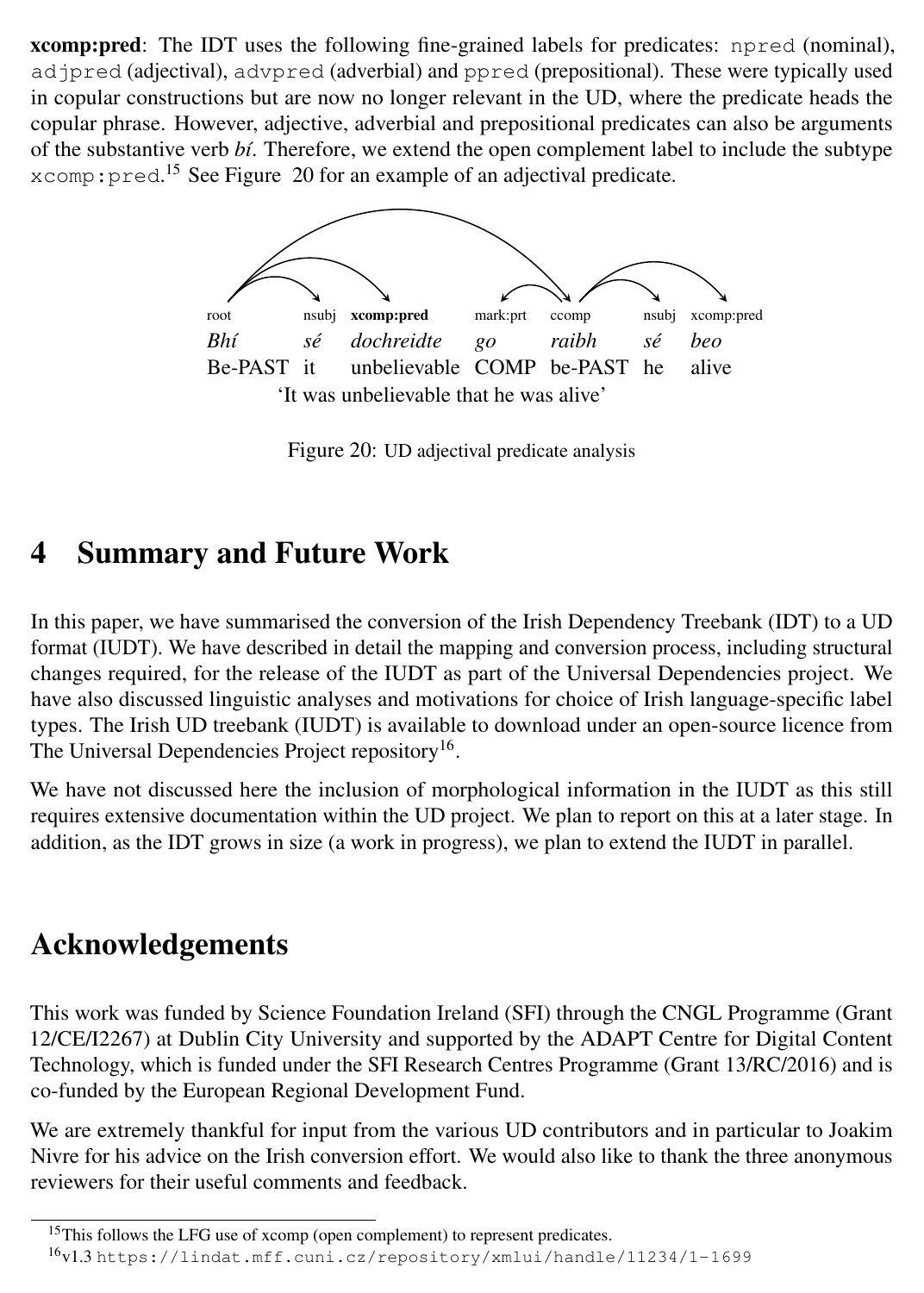**xcomp:pred**: The IDT uses the following fine-grained labels for predicates: `npred` (nominal), `adjpred` (adjectival), `advpred` (adverbial) and `ppred` (prepositional). These were typically used in copular constructions but are now no longer relevant in the UD, where the predicate heads the copular phrase. However, adjective, adverbial and prepositional predicates can also be arguments of the substantive verb *bí*. Therefore, we extend the open complement label to include the subtype `xcomp:pred`.[15] See Figure 20 for an example of an adjectival predicate.

| root | nsubj | **xcomp:pred** | mark:prt | ccomp | nsubj | xcomp:pred |
|---|---|---|---|---|---|---|
| *Bhí* | *sé* | *dochreidte* | *go* | *raibh* | *sé* | *beo* |
| Be-PAST | it | unbelievable | COMP | be-PAST | he | alive |

'It was unbelievable that he was alive'

Figure 20: UD adjectival predicate analysis

# 4 Summary and Future Work

In this paper, we have summarised the conversion of the Irish Dependency Treebank (IDT) to a UD format (IUDT). We have described in detail the mapping and conversion process, including structural changes required, for the release of the IUDT as part of the Universal Dependencies project. We have also discussed linguistic analyses and motivations for choice of Irish language-specific label types. The Irish UD treebank (IUDT) is available to download under an open-source licence from The Universal Dependencies Project repository[16].

We have not discussed here the inclusion of morphological information in the IUDT as this still requires extensive documentation within the UD project. We plan to report on this at a later stage. In addition, as the IDT grows in size (a work in progress), we plan to extend the IUDT in parallel.

# Acknowledgements

This work was funded by Science Foundation Ireland (SFI) through the CNGL Programme (Grant 12/CE/I2267) at Dublin City University and supported by the ADAPT Centre for Digital Content Technology, which is funded under the SFI Research Centres Programme (Grant 13/RC/2016) and is co-funded by the European Regional Development Fund.

We are extremely thankful for input from the various UD contributors and in particular to Joakim Nivre for his advice on the Irish conversion effort. We would also like to thank the three anonymous reviewers for their useful comments and feedback.

---

[15] This follows the LFG use of xcomp (open complement) to represent predicates.

[16] v1.3 `https://lindat.mff.cuni.cz/repository/xmlui/handle/11234/1-1699`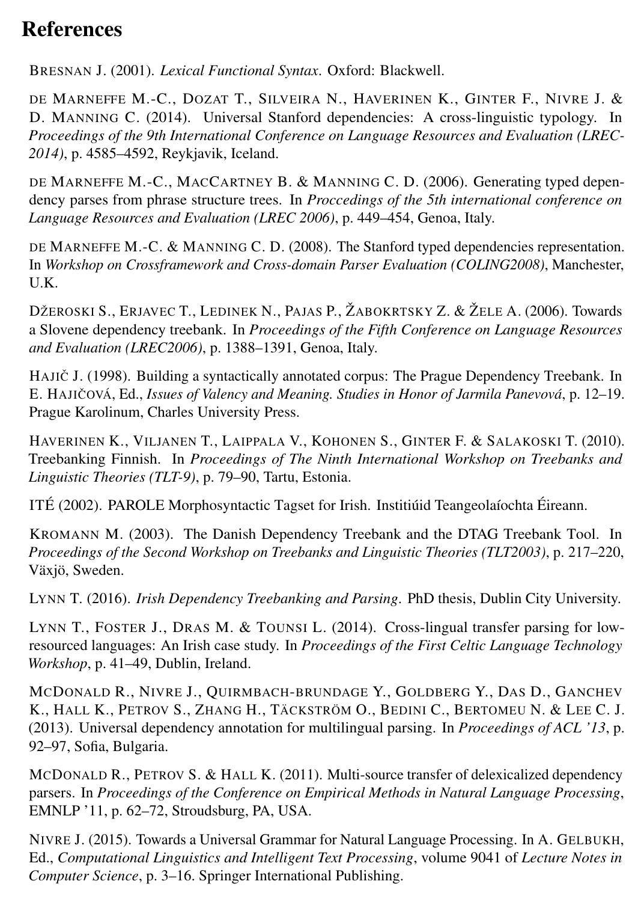# References

Bresnan J. (2001). *Lexical Functional Syntax*. Oxford: Blackwell.

de Marneffe M.-C., Dozat T., Silveira N., Haverinen K., Ginter F., Nivre J. & D. Manning C. (2014). Universal Stanford dependencies: A cross-linguistic typology. In *Proceedings of the 9th International Conference on Language Resources and Evaluation (LREC-2014)*, p. 4585–4592, Reykjavik, Iceland.

de Marneffe M.-C., MacCartney B. & Manning C. D. (2006). Generating typed dependency parses from phrase structure trees. In *Proccedings of the 5th international conference on Language Resources and Evaluation (LREC 2006)*, p. 449–454, Genoa, Italy.

de Marneffe M.-C. & Manning C. D. (2008). The Stanford typed dependencies representation. In *Workshop on Crossframework and Cross-domain Parser Evaluation (COLING2008)*, Manchester, U.K.

Džeroski S., Erjavec T., Ledinek N., Pajas P., Žabokrtsky Z. & Žele A. (2006). Towards a Slovene dependency treebank. In *Proceedings of the Fifth Conference on Language Resources and Evaluation (LREC2006)*, p. 1388–1391, Genoa, Italy.

Hajič J. (1998). Building a syntactically annotated corpus: The Prague Dependency Treebank. In E. Hajičová, Ed., *Issues of Valency and Meaning. Studies in Honor of Jarmila Panevová*, p. 12–19. Prague Karolinum, Charles University Press.

Haverinen K., Viljanen T., Laippala V., Kohonen S., Ginter F. & Salakoski T. (2010). Treebanking Finnish. In *Proceedings of The Ninth International Workshop on Treebanks and Linguistic Theories (TLT-9)*, p. 79–90, Tartu, Estonia.

ITÉ (2002). PAROLE Morphosyntactic Tagset for Irish. Institiúid Teangeolaíochta Éireann.

Kromann M. (2003). The Danish Dependency Treebank and the DTAG Treebank Tool. In *Proceedings of the Second Workshop on Treebanks and Linguistic Theories (TLT2003)*, p. 217–220, Växjö, Sweden.

Lynn T. (2016). *Irish Dependency Treebanking and Parsing*. PhD thesis, Dublin City University.

Lynn T., Foster J., Dras M. & Tounsi L. (2014). Cross-lingual transfer parsing for low-resourced languages: An Irish case study. In *Proceedings of the First Celtic Language Technology Workshop*, p. 41–49, Dublin, Ireland.

McDonald R., Nivre J., Quirmbach-brundage Y., Goldberg Y., Das D., Ganchev K., Hall K., Petrov S., Zhang H., Täckström O., Bedini C., Bertomeu N. & Lee C. J. (2013). Universal dependency annotation for multilingual parsing. In *Proceedings of ACL '13*, p. 92–97, Sofia, Bulgaria.

McDonald R., Petrov S. & Hall K. (2011). Multi-source transfer of delexicalized dependency parsers. In *Proceedings of the Conference on Empirical Methods in Natural Language Processing*, EMNLP '11, p. 62–72, Stroudsburg, PA, USA.

Nivre J. (2015). Towards a Universal Grammar for Natural Language Processing. In A. Gelbukh, Ed., *Computational Linguistics and Intelligent Text Processing*, volume 9041 of *Lecture Notes in Computer Science*, p. 3–16. Springer International Publishing.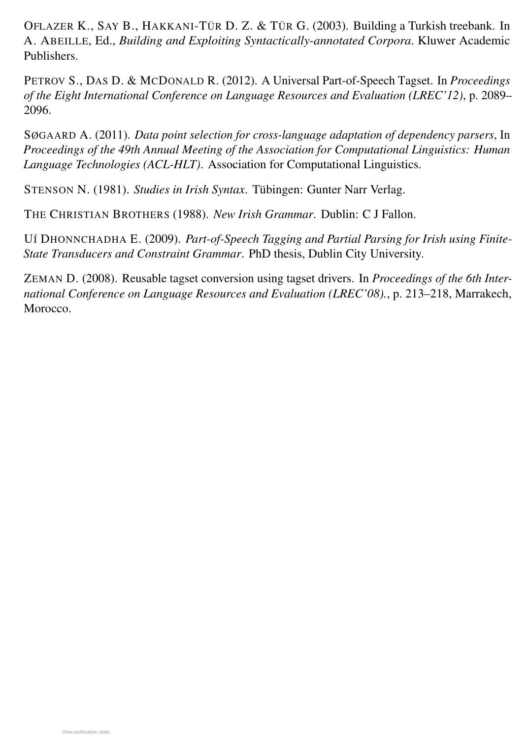OFLAZER K., SAY B., HAKKANI-TÜR D. Z. & TÜR G. (2003). Building a Turkish treebank. In A. ABEILLE, Ed., *Building and Exploiting Syntactically-annotated Corpora*. Kluwer Academic Publishers.

PETROV S., DAS D. & MCDONALD R. (2012). A Universal Part-of-Speech Tagset. In *Proceedings of the Eight International Conference on Language Resources and Evaluation (LREC'12)*, p. 2089–2096.

SØGAARD A. (2011). *Data point selection for cross-language adaptation of dependency parsers*, In *Proceedings of the 49th Annual Meeting of the Association for Computational Linguistics: Human Language Technologies (ACL-HLT)*. Association for Computational Linguistics.

STENSON N. (1981). *Studies in Irish Syntax*. Tübingen: Gunter Narr Verlag.

THE CHRISTIAN BROTHERS (1988). *New Irish Grammar*. Dublin: C J Fallon.

UÍ DHONNCHADHA E. (2009). *Part-of-Speech Tagging and Partial Parsing for Irish using Finite-State Transducers and Constraint Grammar*. PhD thesis, Dublin City University.

ZEMAN D. (2008). Reusable tagset conversion using tagset drivers. In *Proceedings of the 6th International Conference on Language Resources and Evaluation (LREC'08).*, p. 213–218, Marrakech, Morocco.